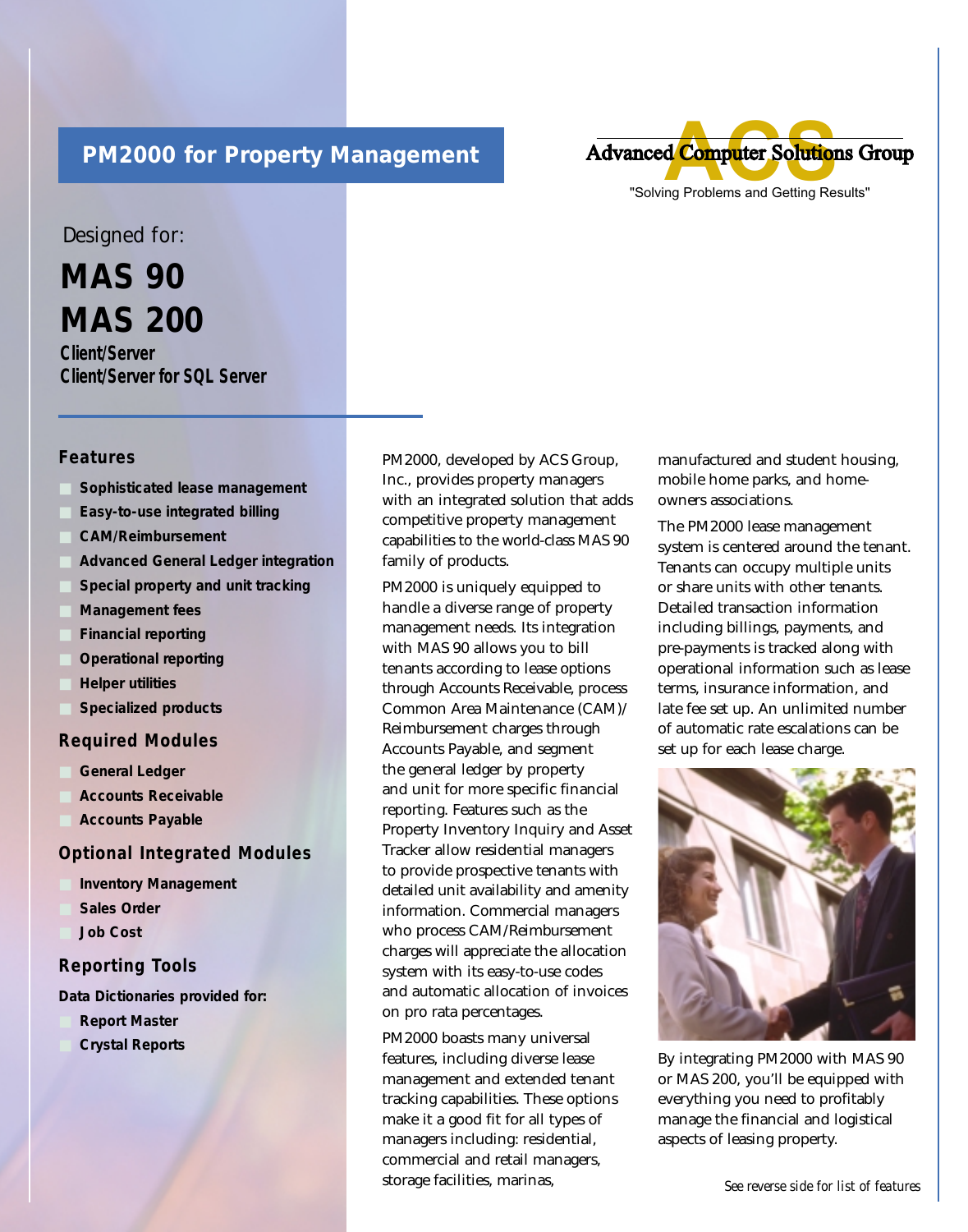# PM2000 for Property Management

**Advanced Computer Solutions Group**

"Solving Problems and Getting Results"

Designed for:

## MAS 90
## MAS 200

**Client/Server**
**Client/Server for SQL Server**

### Features

- **Sophisticated lease management**
- **Easy-to-use integrated billing**
- **CAM/Reimbursement**
- **Advanced General Ledger integration**
- **Special property and unit tracking**
- **Management fees**
- **Financial reporting**
- **Operational reporting**
- **Helper utilities**
- **Specialized products**

### Required Modules

- **General Ledger**
- **Accounts Receivable**
- **Accounts Payable**

### Optional Integrated Modules

- **Inventory Management**
- **Sales Order**
- **Job Cost**

### Reporting Tools

**Data Dictionaries provided for:**

- **Report Master**
- **Crystal Reports**

PM2000, developed by ACS Group, Inc., provides property managers with an integrated solution that adds competitive property management capabilities to the world-class MAS 90 family of products.

PM2000 is uniquely equipped to handle a diverse range of property management needs. Its integration with MAS 90 allows you to bill tenants according to lease options through Accounts Receivable, process Common Area Maintenance (CAM)/ Reimbursement charges through Accounts Payable, and segment the general ledger by property and unit for more specific financial reporting. Features such as the Property Inventory Inquiry and Asset Tracker allow residential managers to provide prospective tenants with detailed unit availability and amenity information. Commercial managers who process CAM/Reimbursement charges will appreciate the allocation system with its easy-to-use codes and automatic allocation of invoices on pro rata percentages.

PM2000 boasts many universal features, including diverse lease management and extended tenant tracking capabilities. These options make it a good fit for all types of managers including: residential, commercial and retail managers, storage facilities, marinas, manufactured and student housing, mobile home parks, and home-owners associations.

The PM2000 lease management system is centered around the tenant. Tenants can occupy multiple units or share units with other tenants. Detailed transaction information including billings, payments, and pre-payments is tracked along with operational information such as lease terms, insurance information, and late fee set up. An unlimited number of automatic rate escalations can be set up for each lease charge.

By integrating PM2000 with MAS 90 or MAS 200, you'll be equipped with everything you need to profitably manage the financial and logistical aspects of leasing property.

*See reverse side for list of features*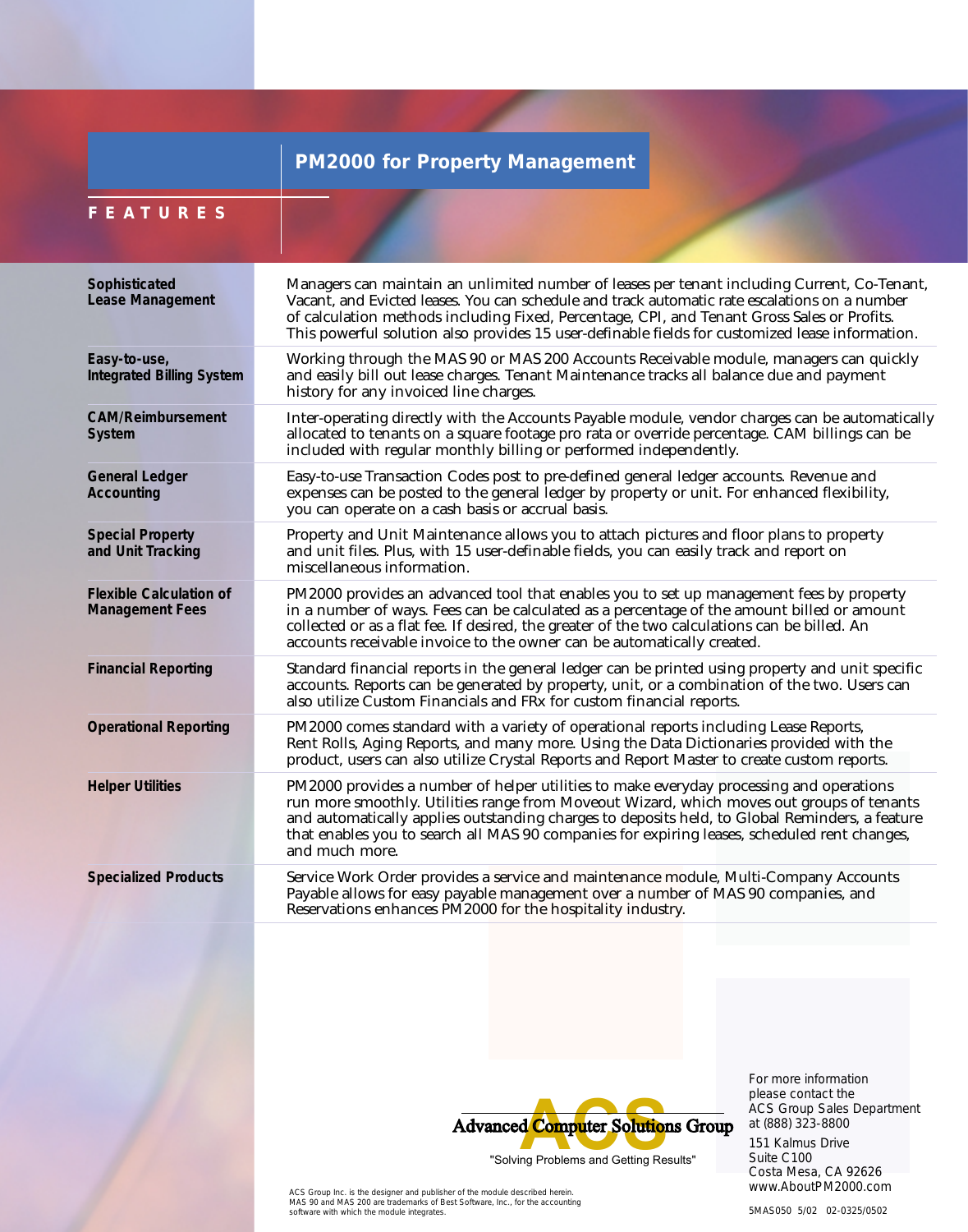# PM2000 for Property Management

## FEATURES

| | |
|---|---|
| **Sophisticated Lease Management** | Managers can maintain an unlimited number of leases per tenant including Current, Co-Tenant, Vacant, and Evicted leases. You can schedule and track automatic rate escalations on a number of calculation methods including Fixed, Percentage, CPI, and Tenant Gross Sales or Profits. This powerful solution also provides 15 user-definable fields for customized lease information. |
| **Easy-to-use, Integrated Billing System** | Working through the MAS 90 or MAS 200 Accounts Receivable module, managers can quickly and easily bill out lease charges. Tenant Maintenance tracks all balance due and payment history for any invoiced line charges. |
| **CAM/Reimbursement System** | Inter-operating directly with the Accounts Payable module, vendor charges can be automatically allocated to tenants on a square footage pro rata or override percentage. CAM billings can be included with regular monthly billing or performed independently. |
| **General Ledger Accounting** | Easy-to-use Transaction Codes post to pre-defined general ledger accounts. Revenue and expenses can be posted to the general ledger by property or unit. For enhanced flexibility, you can operate on a cash basis or accrual basis. |
| **Special Property and Unit Tracking** | Property and Unit Maintenance allows you to attach pictures and floor plans to property and unit files. Plus, with 15 user-definable fields, you can easily track and report on miscellaneous information. |
| **Flexible Calculation of Management Fees** | PM2000 provides an advanced tool that enables you to set up management fees by property in a number of ways. Fees can be calculated as a percentage of the amount billed or amount collected or as a flat fee. If desired, the greater of the two calculations can be billed. An accounts receivable invoice to the owner can be automatically created. |
| **Financial Reporting** | Standard financial reports in the general ledger can be printed using property and unit specific accounts. Reports can be generated by property, unit, or a combination of the two. Users can also utilize Custom Financials and FRx for custom financial reports. |
| **Operational Reporting** | PM2000 comes standard with a variety of operational reports including Lease Reports, Rent Rolls, Aging Reports, and many more. Using the Data Dictionaries provided with the product, users can also utilize Crystal Reports and Report Master to create custom reports. |
| **Helper Utilities** | PM2000 provides a number of helper utilities to make everyday processing and operations run more smoothly. Utilities range from Moveout Wizard, which moves out groups of tenants and automatically applies outstanding charges to deposits held, to Global Reminders, a feature that enables you to search all MAS 90 companies for expiring leases, scheduled rent changes, and much more. |
| **Specialized Products** | Service Work Order provides a service and maintenance module, Multi-Company Accounts Payable allows for easy payable management over a number of MAS 90 companies, and Reservations enhances PM2000 for the hospitality industry. |

ACS
Advanced Computer Solutions Group
"Solving Problems and Getting Results"

ACS Group Inc. is the designer and publisher of the module described herein. MAS 90 and MAS 200 are trademarks of Best Software, Inc., for the accounting software with which the module integrates.

For more information please contact the ACS Group Sales Department at (888) 323-8800

151 Kalmus Drive
Suite C100
Costa Mesa, CA 92626
www.AboutPM2000.com

5MAS050 5/02 02-0325/0502